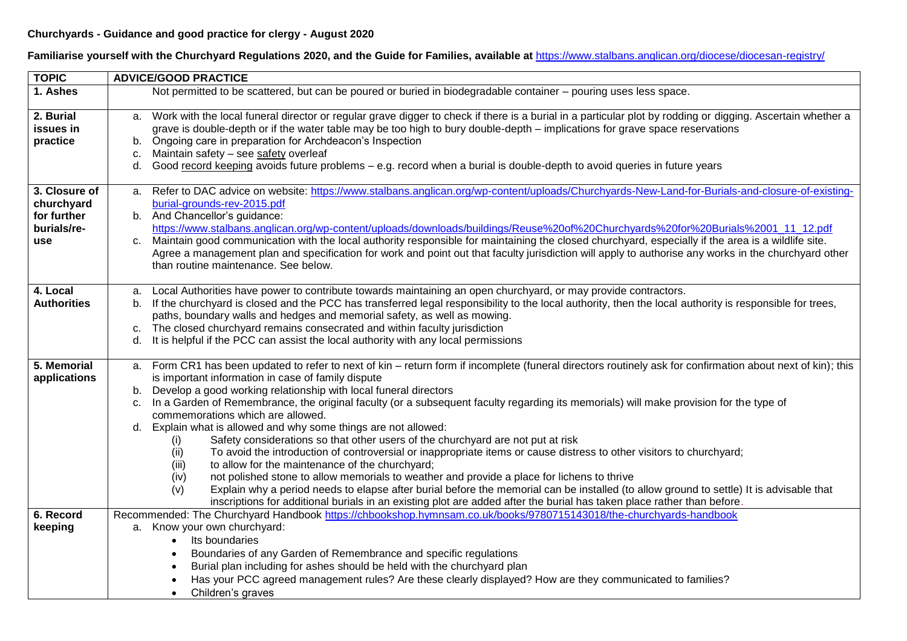**Churchyards - Guidance and good practice for clergy - August 2020**

**Familiarise yourself with the Churchyard Regulations 2020, and the Guide for Families, available at** https://www.stalbans.anglican.org/diocese/diocesan-registry/

| TOPIC | ADVICE/GOOD PRACTICE |
|---|---|
| **1. Ashes** | Not permitted to be scattered, but can be poured or buried in biodegradable container – pouring uses less space. |
| **2. Burial issues in practice** | a. Work with the local funeral director or regular grave digger to check if there is a burial in a particular plot by rodding or digging. Ascertain whether a grave is double-depth or if the water table may be too high to bury double-depth – implications for grave space reservations<br>b. Ongoing care in preparation for Archdeacon's Inspection<br>c. Maintain safety – see safety overleaf<br>d. Good record keeping avoids future problems – e.g. record when a burial is double-depth to avoid queries in future years |
| **3. Closure of churchyard for further burials/re-use** | a. Refer to DAC advice on website: https://www.stalbans.anglican.org/wp-content/uploads/Churchyards-New-Land-for-Burials-and-closure-of-existing-burial-grounds-rev-2015.pdf<br>b. And Chancellor's guidance: https://www.stalbans.anglican.org/wp-content/uploads/downloads/buildings/Reuse%20of%20Churchyards%20for%20Burials%2001_11_12.pdf<br>c. Maintain good communication with the local authority responsible for maintaining the closed churchyard, especially if the area is a wildlife site. Agree a management plan and specification for work and point out that faculty jurisdiction will apply to authorise any works in the churchyard other than routine maintenance. See below. |
| **4. Local Authorities** | a. Local Authorities have power to contribute towards maintaining an open churchyard, or may provide contractors.<br>b. If the churchyard is closed and the PCC has transferred legal responsibility to the local authority, then the local authority is responsible for trees, paths, boundary walls and hedges and memorial safety, as well as mowing.<br>c. The closed churchyard remains consecrated and within faculty jurisdiction<br>d. It is helpful if the PCC can assist the local authority with any local permissions |
| **5. Memorial applications** | a. Form CR1 has been updated to refer to next of kin – return form if incomplete (funeral directors routinely ask for confirmation about next of kin); this is important information in case of family dispute<br>b. Develop a good working relationship with local funeral directors<br>c. In a Garden of Remembrance, the original faculty (or a subsequent faculty regarding its memorials) will make provision for the type of commemorations which are allowed.<br>d. Explain what is allowed and why some things are not allowed:<br>(i) Safety considerations so that other users of the churchyard are not put at risk<br>(ii) To avoid the introduction of controversial or inappropriate items or cause distress to other visitors to churchyard;<br>(iii) to allow for the maintenance of the churchyard;<br>(iv) not polished stone to allow memorials to weather and provide a place for lichens to thrive<br>(v) Explain why a period needs to elapse after burial before the memorial can be installed (to allow ground to settle) It is advisable that inscriptions for additional burials in an existing plot are added after the burial has taken place rather than before. |
| **6. Record keeping** | Recommended: The Churchyard Handbook https://chbookshop.hymnsam.co.uk/books/9780715143018/the-churchyards-handbook<br>a. Know your own churchyard:<br>• Its boundaries<br>• Boundaries of any Garden of Remembrance and specific regulations<br>• Burial plan including for ashes should be held with the churchyard plan<br>• Has your PCC agreed management rules? Are these clearly displayed? How are they communicated to families?<br>• Children's graves |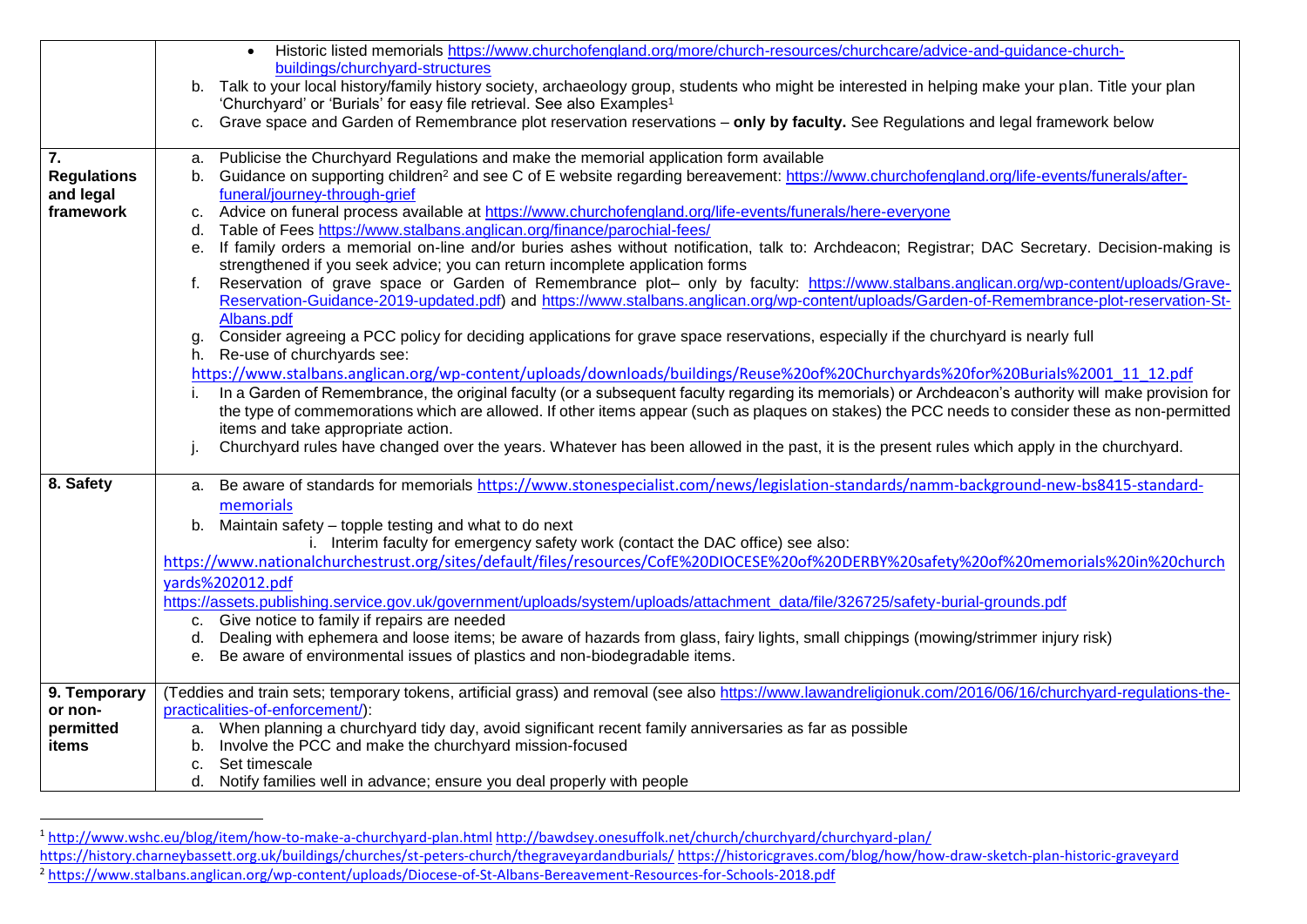| | |
|---|---|
| | • Historic listed memorials https://www.churchofengland.org/more/church-resources/churchcare/advice-and-guidance-church-buildings/churchyard-structures<br>b. Talk to your local history/family history society, archaeology group, students who might be interested in helping make your plan. Title your plan 'Churchyard' or 'Burials' for easy file retrieval. See also Examples[1]<br>c. Grave space and Garden of Remembrance plot reservation reservations – **only by faculty.** See Regulations and legal framework below |
| **7. Regulations and legal framework** | a. Publicise the Churchyard Regulations and make the memorial application form available<br>b. Guidance on supporting children[2] and see C of E website regarding bereavement: https://www.churchofengland.org/life-events/funerals/after-funeral/journey-through-grief<br>c. Advice on funeral process available at https://www.churchofengland.org/life-events/funerals/here-everyone<br>d. Table of Fees https://www.stalbans.anglican.org/finance/parochial-fees/<br>e. If family orders a memorial on-line and/or buries ashes without notification, talk to: Archdeacon; Registrar; DAC Secretary. Decision-making is strengthened if you seek advice; you can return incomplete application forms<br>f. Reservation of grave space or Garden of Remembrance plot– only by faculty: https://www.stalbans.anglican.org/wp-content/uploads/Grave-Reservation-Guidance-2019-updated.pdf) and https://www.stalbans.anglican.org/wp-content/uploads/Garden-of-Remembrance-plot-reservation-St-Albans.pdf<br>g. Consider agreeing a PCC policy for deciding applications for grave space reservations, especially if the churchyard is nearly full<br>h. Re-use of churchyards see: https://www.stalbans.anglican.org/wp-content/uploads/downloads/buildings/Reuse%20of%20Churchyards%20for%20Burials%2001_11_12.pdf<br>i. In a Garden of Remembrance, the original faculty (or a subsequent faculty regarding its memorials) or Archdeacon's authority will make provision for the type of commemorations which are allowed. If other items appear (such as plaques on stakes) the PCC needs to consider these as non-permitted items and take appropriate action.<br>j. Churchyard rules have changed over the years. Whatever has been allowed in the past, it is the present rules which apply in the churchyard. |
| **8. Safety** | a. Be aware of standards for memorials https://www.stonespecialist.com/news/legislation-standards/namm-background-new-bs8415-standard-memorials<br>b. Maintain safety – topple testing and what to do next<br>i. Interim faculty for emergency safety work (contact the DAC office) see also:<br>https://www.nationalchurchestrust.org/sites/default/files/resources/CofE%20DIOCESE%20of%20DERBY%20safety%20of%20memorials%20in%20churchyards%202012.pdf<br>https://assets.publishing.service.gov.uk/government/uploads/system/uploads/attachment_data/file/326725/safety-burial-grounds.pdf<br>c. Give notice to family if repairs are needed<br>d. Dealing with ephemera and loose items; be aware of hazards from glass, fairy lights, small chippings (mowing/strimmer injury risk)<br>e. Be aware of environmental issues of plastics and non-biodegradable items. |
| **9. Temporary or non-permitted items** | (Teddies and train sets; temporary tokens, artificial grass) and removal (see also https://www.lawandreligionuk.com/2016/06/16/churchyard-regulations-the-practicalities-of-enforcement/):<br>a. When planning a churchyard tidy day, avoid significant recent family anniversaries as far as possible<br>b. Involve the PCC and make the churchyard mission-focused<br>c. Set timescale<br>d. Notify families well in advance; ensure you deal properly with people |

[1] http://www.wshc.eu/blog/item/how-to-make-a-churchyard-plan.html http://bawdsey.onesuffolk.net/church/churchyard/churchyard-plan/ https://history.charneybassett.org.uk/buildings/churches/st-peters-church/thegraveyardandburials/ https://historicgraves.com/blog/how/how-draw-sketch-plan-historic-graveyard

[2] https://www.stalbans.anglican.org/wp-content/uploads/Diocese-of-St-Albans-Bereavement-Resources-for-Schools-2018.pdf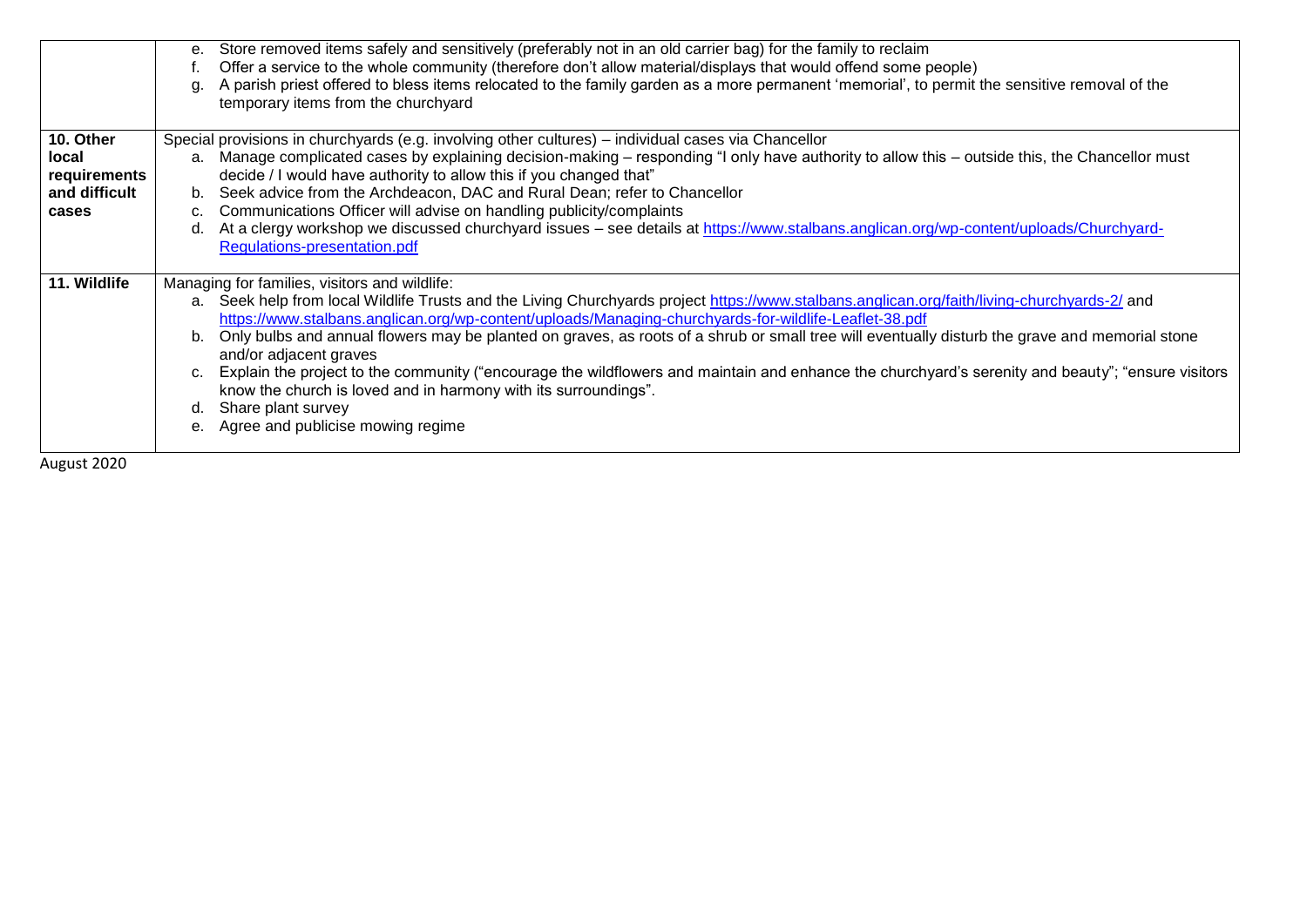| | |
|---|---|
| | e. Store removed items safely and sensitively (preferably not in an old carrier bag) for the family to reclaim<br>f. Offer a service to the whole community (therefore don't allow material/displays that would offend some people)<br>g. A parish priest offered to bless items relocated to the family garden as a more permanent 'memorial', to permit the sensitive removal of the temporary items from the churchyard |
| **10. Other local requirements and difficult cases** | Special provisions in churchyards (e.g. involving other cultures) – individual cases via Chancellor<br>a. Manage complicated cases by explaining decision-making – responding "I only have authority to allow this – outside this, the Chancellor must decide / I would have authority to allow this if you changed that"<br>b. Seek advice from the Archdeacon, DAC and Rural Dean; refer to Chancellor<br>c. Communications Officer will advise on handling publicity/complaints<br>d. At a clergy workshop we discussed churchyard issues – see details at https://www.stalbans.anglican.org/wp-content/uploads/Churchyard-Regulations-presentation.pdf |
| **11. Wildlife** | Managing for families, visitors and wildlife:<br>a. Seek help from local Wildlife Trusts and the Living Churchyards project https://www.stalbans.anglican.org/faith/living-churchyards-2/ and https://www.stalbans.anglican.org/wp-content/uploads/Managing-churchyards-for-wildlife-Leaflet-38.pdf<br>b. Only bulbs and annual flowers may be planted on graves, as roots of a shrub or small tree will eventually disturb the grave and memorial stone and/or adjacent graves<br>c. Explain the project to the community ("encourage the wildflowers and maintain and enhance the churchyard's serenity and beauty"; "ensure visitors know the church is loved and in harmony with its surroundings".<br>d. Share plant survey<br>e. Agree and publicise mowing regime |

August 2020